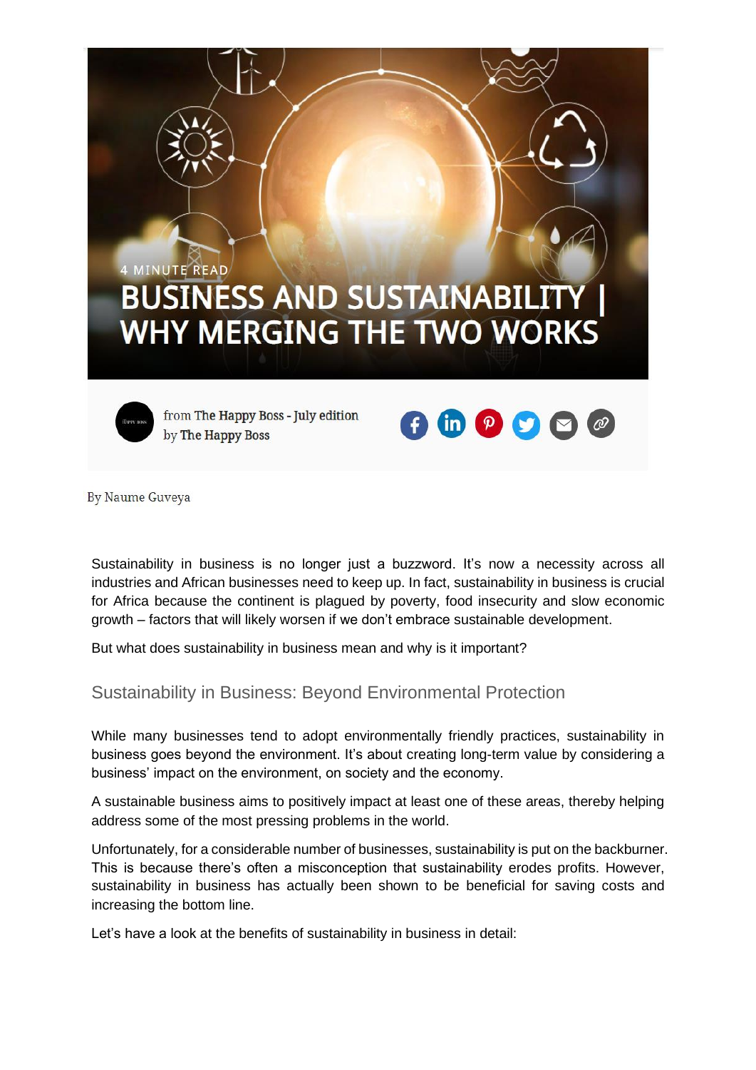4 MINUTE READ

# BUSINESS AND SUSTAINABILITY | WHY MERGING THE TWO WORKS

from The Happy Boss - July edition
by The Happy Boss

By Naume Guveya

Sustainability in business is no longer just a buzzword. It's now a necessity across all industries and African businesses need to keep up. In fact, sustainability in business is crucial for Africa because the continent is plagued by poverty, food insecurity and slow economic growth – factors that will likely worsen if we don't embrace sustainable development.

But what does sustainability in business mean and why is it important?

## Sustainability in Business: Beyond Environmental Protection

While many businesses tend to adopt environmentally friendly practices, sustainability in business goes beyond the environment. It's about creating long-term value by considering a business' impact on the environment, on society and the economy.

A sustainable business aims to positively impact at least one of these areas, thereby helping address some of the most pressing problems in the world.

Unfortunately, for a considerable number of businesses, sustainability is put on the backburner. This is because there's often a misconception that sustainability erodes profits. However, sustainability in business has actually been shown to be beneficial for saving costs and increasing the bottom line.

Let's have a look at the benefits of sustainability in business in detail: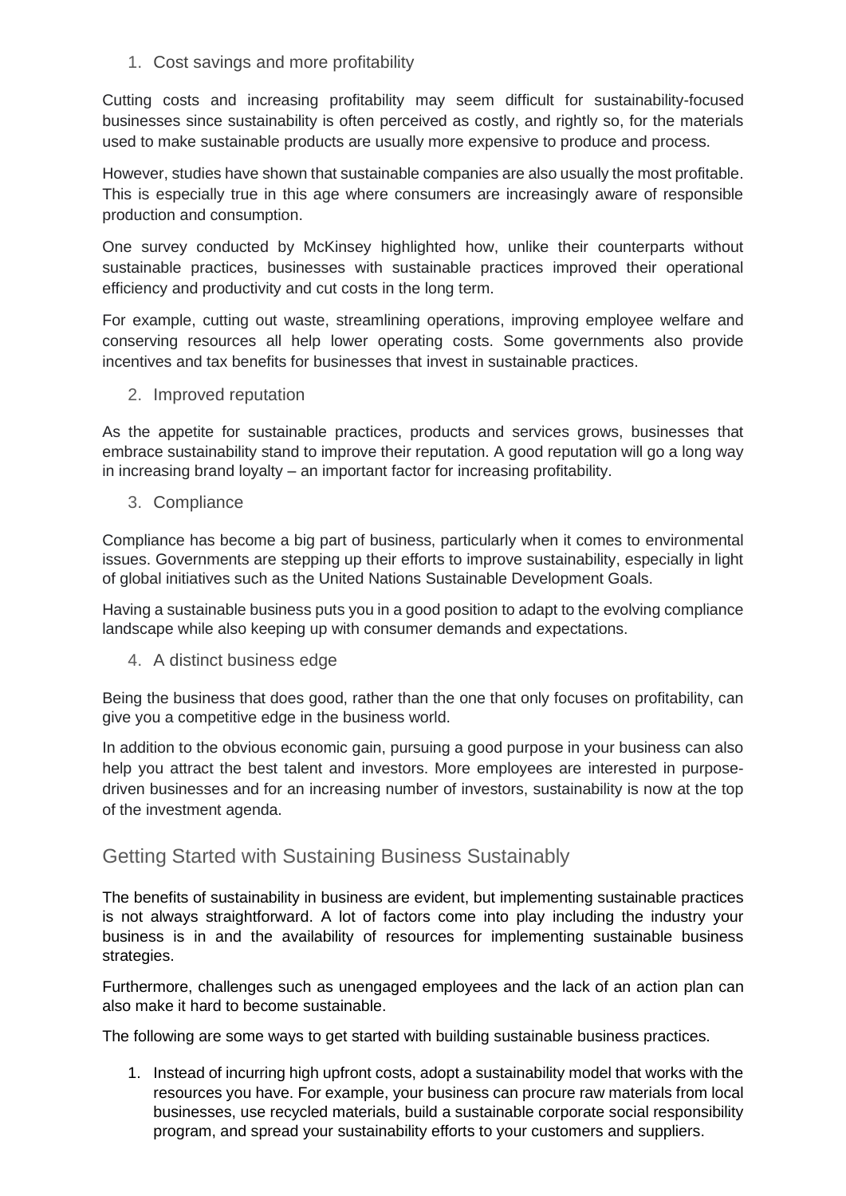1. Cost savings and more profitability

Cutting costs and increasing profitability may seem difficult for sustainability-focused businesses since sustainability is often perceived as costly, and rightly so, for the materials used to make sustainable products are usually more expensive to produce and process.

However, studies have shown that sustainable companies are also usually the most profitable. This is especially true in this age where consumers are increasingly aware of responsible production and consumption.

One survey conducted by McKinsey highlighted how, unlike their counterparts without sustainable practices, businesses with sustainable practices improved their operational efficiency and productivity and cut costs in the long term.

For example, cutting out waste, streamlining operations, improving employee welfare and conserving resources all help lower operating costs. Some governments also provide incentives and tax benefits for businesses that invest in sustainable practices.

2. Improved reputation

As the appetite for sustainable practices, products and services grows, businesses that embrace sustainability stand to improve their reputation. A good reputation will go a long way in increasing brand loyalty – an important factor for increasing profitability.

3. Compliance

Compliance has become a big part of business, particularly when it comes to environmental issues. Governments are stepping up their efforts to improve sustainability, especially in light of global initiatives such as the United Nations Sustainable Development Goals.

Having a sustainable business puts you in a good position to adapt to the evolving compliance landscape while also keeping up with consumer demands and expectations.

4. A distinct business edge

Being the business that does good, rather than the one that only focuses on profitability, can give you a competitive edge in the business world.

In addition to the obvious economic gain, pursuing a good purpose in your business can also help you attract the best talent and investors. More employees are interested in purpose-driven businesses and for an increasing number of investors, sustainability is now at the top of the investment agenda.

## Getting Started with Sustaining Business Sustainably

The benefits of sustainability in business are evident, but implementing sustainable practices is not always straightforward. A lot of factors come into play including the industry your business is in and the availability of resources for implementing sustainable business strategies.

Furthermore, challenges such as unengaged employees and the lack of an action plan can also make it hard to become sustainable.

The following are some ways to get started with building sustainable business practices.

1. Instead of incurring high upfront costs, adopt a sustainability model that works with the resources you have. For example, your business can procure raw materials from local businesses, use recycled materials, build a sustainable corporate social responsibility program, and spread your sustainability efforts to your customers and suppliers.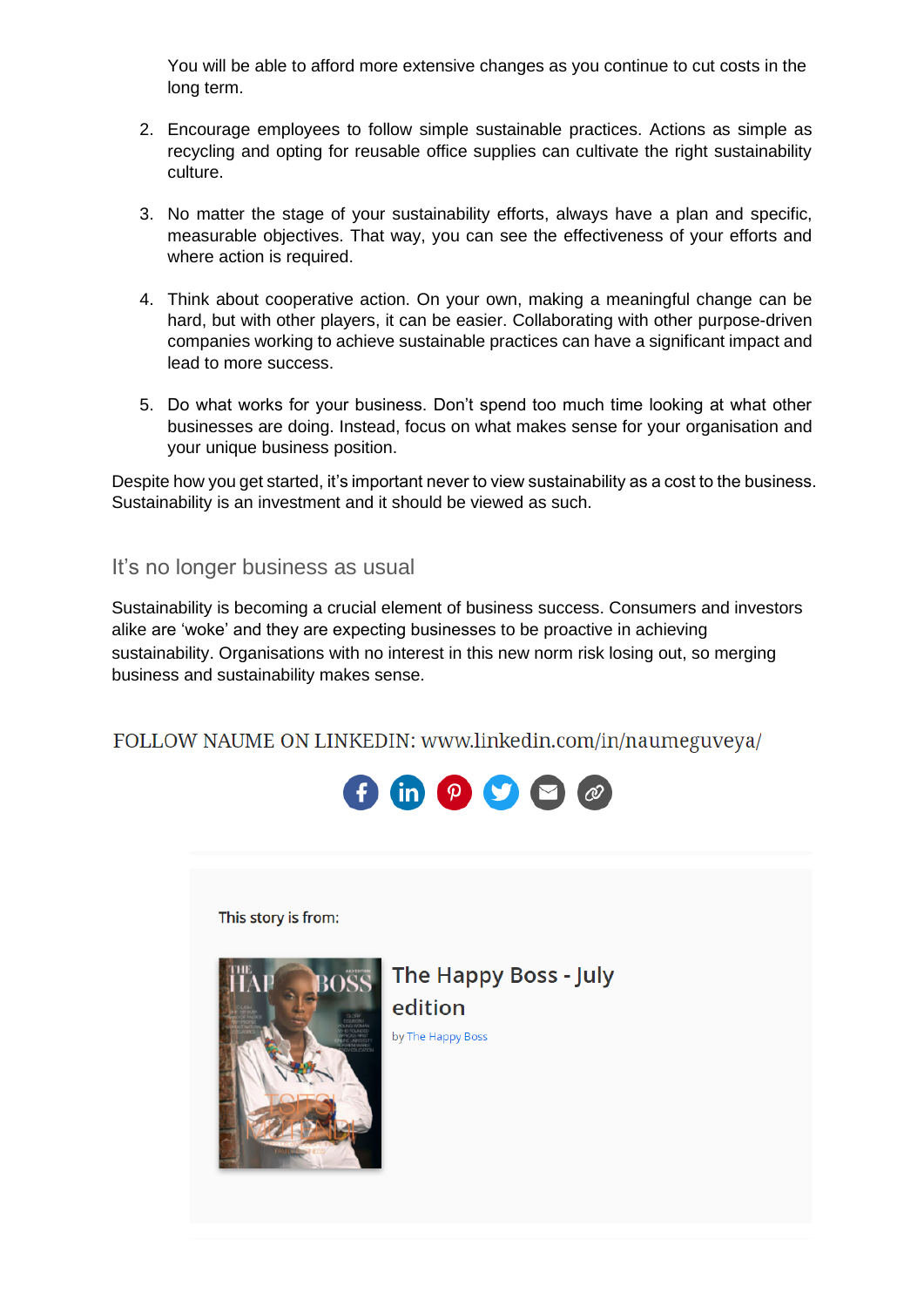You will be able to afford more extensive changes as you continue to cut costs in the long term.

2. Encourage employees to follow simple sustainable practices. Actions as simple as recycling and opting for reusable office supplies can cultivate the right sustainability culture.

3. No matter the stage of your sustainability efforts, always have a plan and specific, measurable objectives. That way, you can see the effectiveness of your efforts and where action is required.

4. Think about cooperative action. On your own, making a meaningful change can be hard, but with other players, it can be easier. Collaborating with other purpose-driven companies working to achieve sustainable practices can have a significant impact and lead to more success.

5. Do what works for your business. Don't spend too much time looking at what other businesses are doing. Instead, focus on what makes sense for your organisation and your unique business position.

Despite how you get started, it's important never to view sustainability as a cost to the business. Sustainability is an investment and it should be viewed as such.

## It's no longer business as usual

Sustainability is becoming a crucial element of business success. Consumers and investors alike are 'woke' and they are expecting businesses to be proactive in achieving sustainability. Organisations with no interest in this new norm risk losing out, so merging business and sustainability makes sense.

FOLLOW NAUME ON LINKEDIN: www.linkedin.com/in/naumeguveya/

This story is from:

**The Happy Boss - July edition**

by The Happy Boss